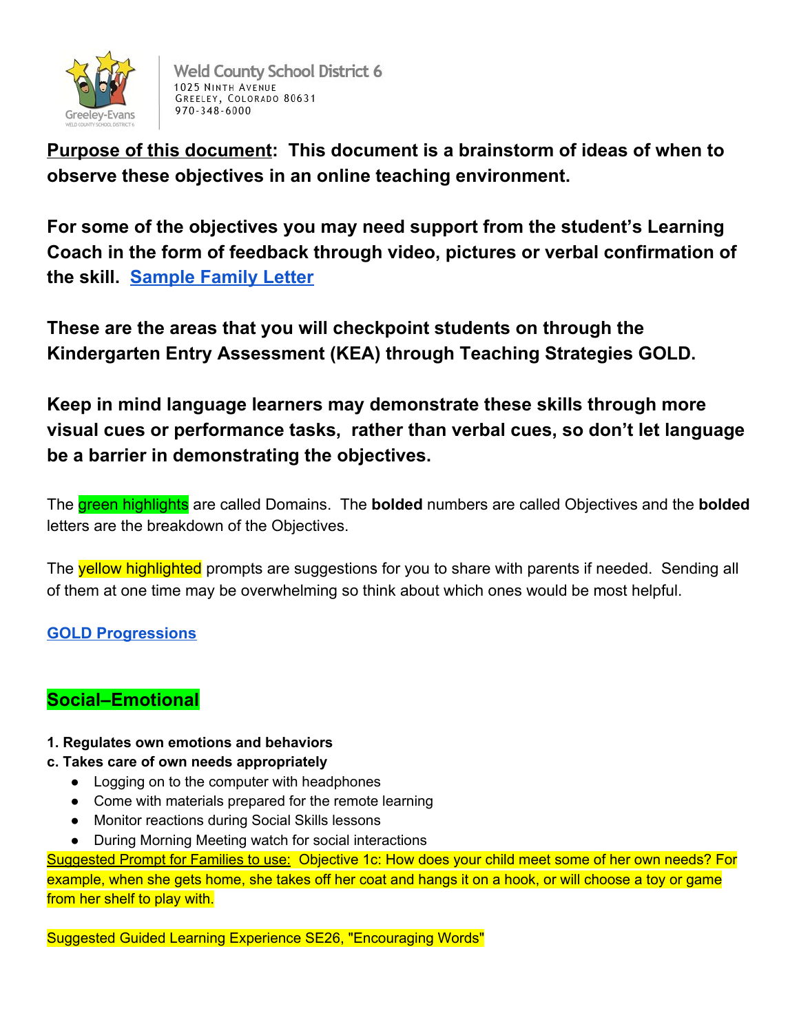Weld County School District 6
1025 Ninth Avenue
Greeley, Colorado 80631
970-348-6000

**Purpose of this document: This document is a brainstorm of ideas of when to observe these objectives in an online teaching environment.**

**For some of the objectives you may need support from the student's Learning Coach in the form of feedback through video, pictures or verbal confirmation of the skill. [Sample Family Letter]**

**These are the areas that you will checkpoint students on through the Kindergarten Entry Assessment (KEA) through Teaching Strategies GOLD.**

**Keep in mind language learners may demonstrate these skills through more visual cues or performance tasks, rather than verbal cues, so don't let language be a barrier in demonstrating the objectives.**

The green highlights are called Domains. The **bolded** numbers are called Objectives and the **bolded** letters are the breakdown of the Objectives.

The yellow highlighted prompts are suggestions for you to share with parents if needed. Sending all of them at one time may be overwhelming so think about which ones would be most helpful.

**[GOLD Progressions]**

## Social–Emotional

**1. Regulates own emotions and behaviors**
**c. Takes care of own needs appropriately**

- Logging on to the computer with headphones
- Come with materials prepared for the remote learning
- Monitor reactions during Social Skills lessons
- During Morning Meeting watch for social interactions

Suggested Prompt for Families to use: Objective 1c: How does your child meet some of her own needs? For example, when she gets home, she takes off her coat and hangs it on a hook, or will choose a toy or game from her shelf to play with.

Suggested Guided Learning Experience SE26, "Encouraging Words"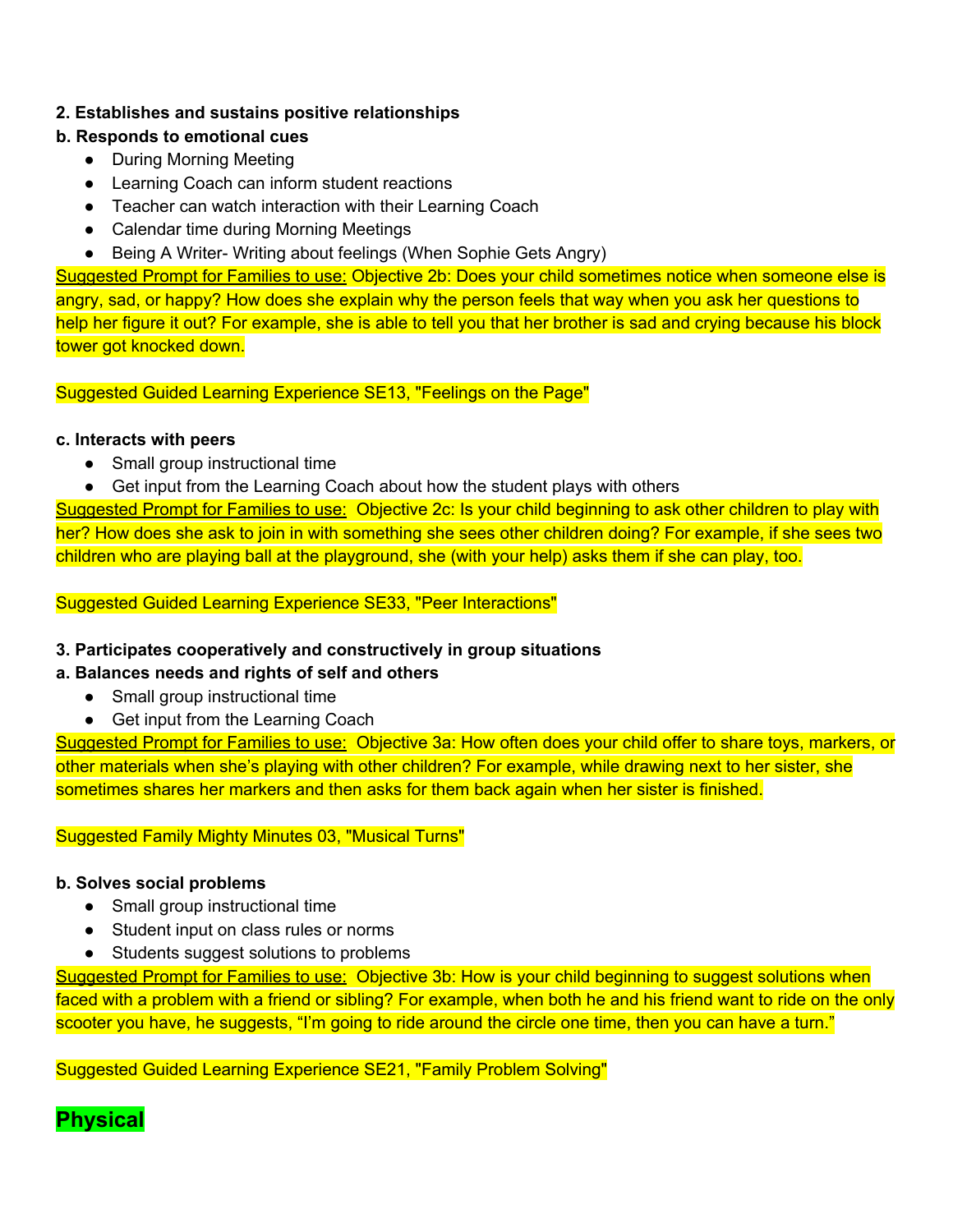**2. Establishes and sustains positive relationships**

**b. Responds to emotional cues**

- During Morning Meeting
- Learning Coach can inform student reactions
- Teacher can watch interaction with their Learning Coach
- Calendar time during Morning Meetings
- Being A Writer- Writing about feelings (When Sophie Gets Angry)

Suggested Prompt for Families to use: Objective 2b: Does your child sometimes notice when someone else is angry, sad, or happy? How does she explain why the person feels that way when you ask her questions to help her figure it out? For example, she is able to tell you that her brother is sad and crying because his block tower got knocked down.

Suggested Guided Learning Experience SE13, "Feelings on the Page"

**c. Interacts with peers**

- Small group instructional time
- Get input from the Learning Coach about how the student plays with others

Suggested Prompt for Families to use: Objective 2c: Is your child beginning to ask other children to play with her? How does she ask to join in with something she sees other children doing? For example, if she sees two children who are playing ball at the playground, she (with your help) asks them if she can play, too.

Suggested Guided Learning Experience SE33, "Peer Interactions"

**3. Participates cooperatively and constructively in group situations**

**a. Balances needs and rights of self and others**

- Small group instructional time
- Get input from the Learning Coach

Suggested Prompt for Families to use: Objective 3a: How often does your child offer to share toys, markers, or other materials when she's playing with other children? For example, while drawing next to her sister, she sometimes shares her markers and then asks for them back again when her sister is finished.

Suggested Family Mighty Minutes 03, "Musical Turns"

**b. Solves social problems**

- Small group instructional time
- Student input on class rules or norms
- Students suggest solutions to problems

Suggested Prompt for Families to use: Objective 3b: How is your child beginning to suggest solutions when faced with a problem with a friend or sibling? For example, when both he and his friend want to ride on the only scooter you have, he suggests, "I'm going to ride around the circle one time, then you can have a turn."

Suggested Guided Learning Experience SE21, "Family Problem Solving"

# Physical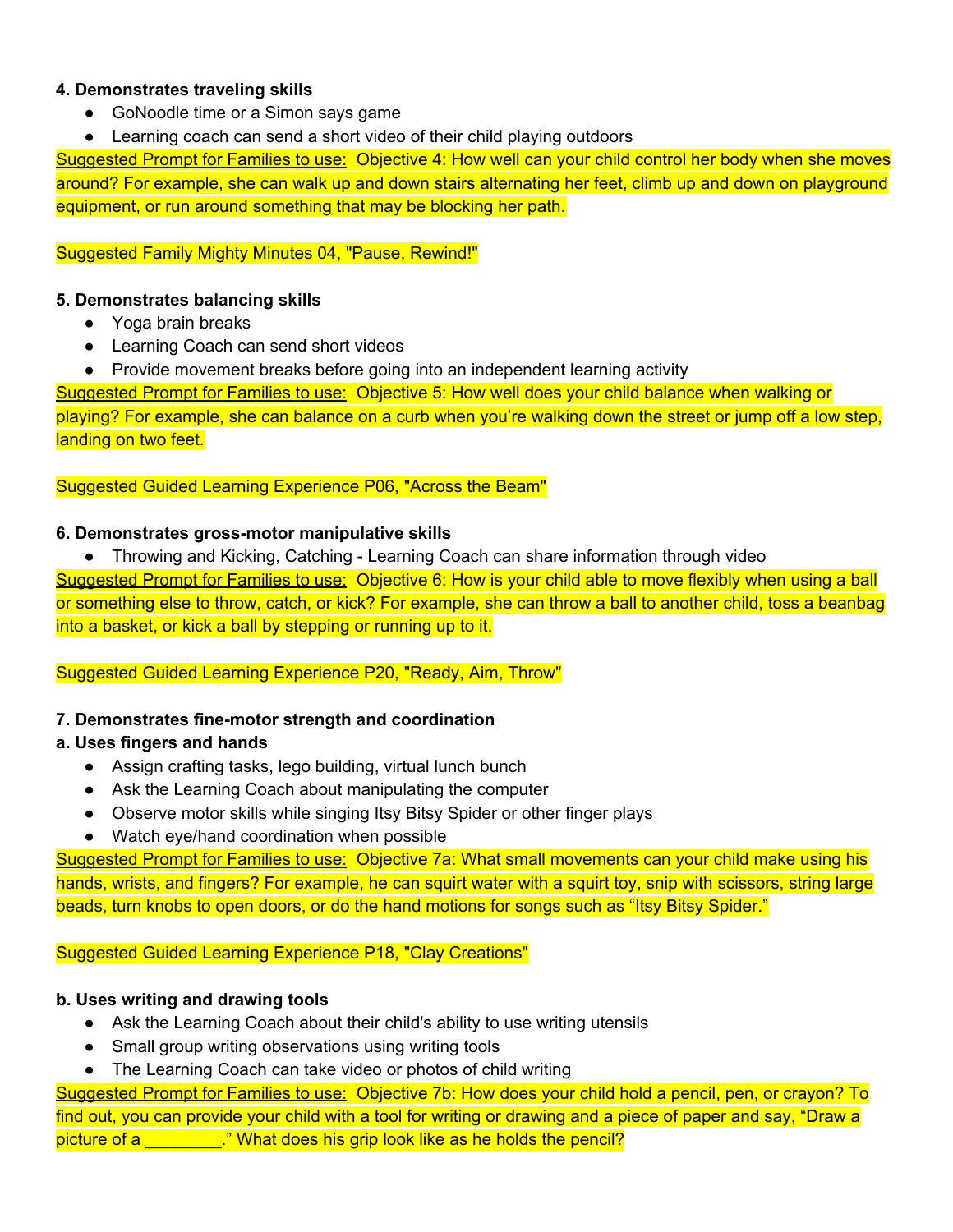**4. Demonstrates traveling skills**

- GoNoodle time or a Simon says game
- Learning coach can send a short video of their child playing outdoors

Suggested Prompt for Families to use: Objective 4: How well can your child control her body when she moves around? For example, she can walk up and down stairs alternating her feet, climb up and down on playground equipment, or run around something that may be blocking her path.

Suggested Family Mighty Minutes 04, "Pause, Rewind!"

**5. Demonstrates balancing skills**

- Yoga brain breaks
- Learning Coach can send short videos
- Provide movement breaks before going into an independent learning activity

Suggested Prompt for Families to use: Objective 5: How well does your child balance when walking or playing? For example, she can balance on a curb when you're walking down the street or jump off a low step, landing on two feet.

Suggested Guided Learning Experience P06, "Across the Beam"

**6. Demonstrates gross-motor manipulative skills**

- Throwing and Kicking, Catching - Learning Coach can share information through video

Suggested Prompt for Families to use: Objective 6: How is your child able to move flexibly when using a ball or something else to throw, catch, or kick? For example, she can throw a ball to another child, toss a beanbag into a basket, or kick a ball by stepping or running up to it.

Suggested Guided Learning Experience P20, "Ready, Aim, Throw"

**7. Demonstrates fine-motor strength and coordination**

**a. Uses fingers and hands**

- Assign crafting tasks, lego building, virtual lunch bunch
- Ask the Learning Coach about manipulating the computer
- Observe motor skills while singing Itsy Bitsy Spider or other finger plays
- Watch eye/hand coordination when possible

Suggested Prompt for Families to use: Objective 7a: What small movements can your child make using his hands, wrists, and fingers? For example, he can squirt water with a squirt toy, snip with scissors, string large beads, turn knobs to open doors, or do the hand motions for songs such as "Itsy Bitsy Spider."

Suggested Guided Learning Experience P18, "Clay Creations"

**b. Uses writing and drawing tools**

- Ask the Learning Coach about their child's ability to use writing utensils
- Small group writing observations using writing tools
- The Learning Coach can take video or photos of child writing

Suggested Prompt for Families to use: Objective 7b: How does your child hold a pencil, pen, or crayon? To find out, you can provide your child with a tool for writing or drawing and a piece of paper and say, "Draw a picture of a ________." What does his grip look like as he holds the pencil?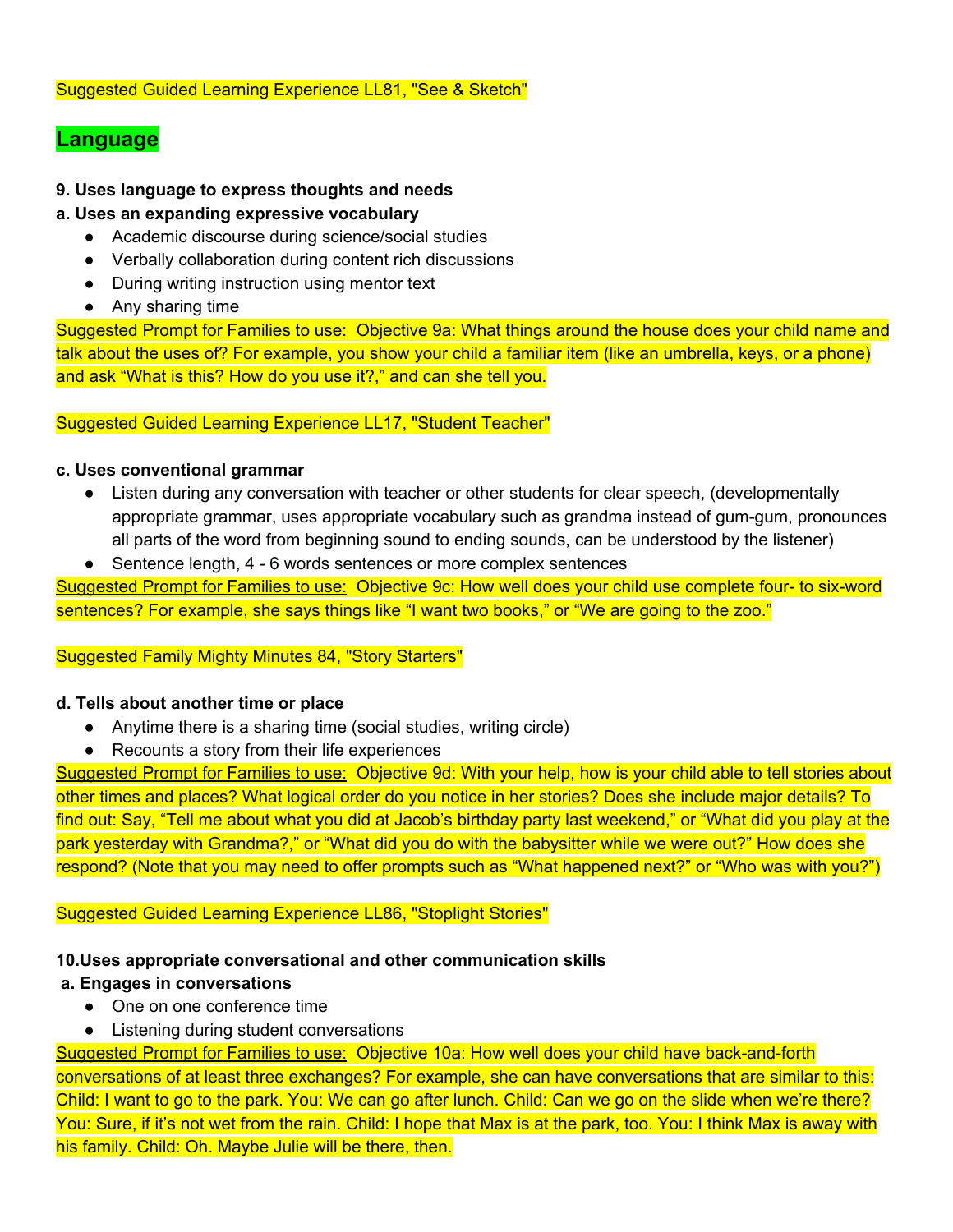Suggested Guided Learning Experience LL81, "See & Sketch"

## Language

**9. Uses language to express thoughts and needs**

**a. Uses an expanding expressive vocabulary**

- Academic discourse during science/social studies
- Verbally collaboration during content rich discussions
- During writing instruction using mentor text
- Any sharing time

Suggested Prompt for Families to use: Objective 9a: What things around the house does your child name and talk about the uses of? For example, you show your child a familiar item (like an umbrella, keys, or a phone) and ask "What is this? How do you use it?," and can she tell you.

Suggested Guided Learning Experience LL17, "Student Teacher"

**c. Uses conventional grammar**

- Listen during any conversation with teacher or other students for clear speech, (developmentally appropriate grammar, uses appropriate vocabulary such as grandma instead of gum-gum, pronounces all parts of the word from beginning sound to ending sounds, can be understood by the listener)
- Sentence length, 4 - 6 words sentences or more complex sentences

Suggested Prompt for Families to use: Objective 9c: How well does your child use complete four- to six-word sentences? For example, she says things like "I want two books," or "We are going to the zoo."

Suggested Family Mighty Minutes 84, "Story Starters"

**d. Tells about another time or place**

- Anytime there is a sharing time (social studies, writing circle)
- Recounts a story from their life experiences

Suggested Prompt for Families to use: Objective 9d: With your help, how is your child able to tell stories about other times and places? What logical order do you notice in her stories? Does she include major details? To find out: Say, "Tell me about what you did at Jacob's birthday party last weekend," or "What did you play at the park yesterday with Grandma?," or "What did you do with the babysitter while we were out?" How does she respond? (Note that you may need to offer prompts such as "What happened next?" or "Who was with you?")

Suggested Guided Learning Experience LL86, "Stoplight Stories"

**10.Uses appropriate conversational and other communication skills**

**a. Engages in conversations**

- One on one conference time
- Listening during student conversations

Suggested Prompt for Families to use: Objective 10a: How well does your child have back-and-forth conversations of at least three exchanges? For example, she can have conversations that are similar to this: Child: I want to go to the park. You: We can go after lunch. Child: Can we go on the slide when we're there? You: Sure, if it's not wet from the rain. Child: I hope that Max is at the park, too. You: I think Max is away with his family. Child: Oh. Maybe Julie will be there, then.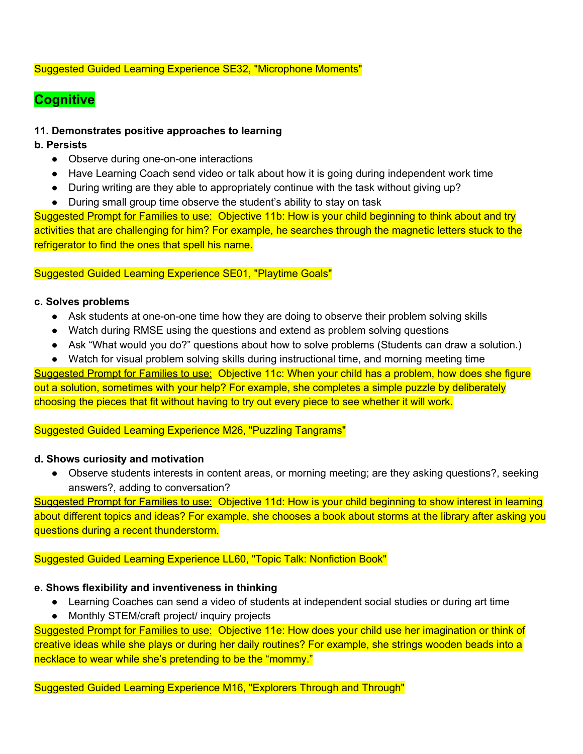Suggested Guided Learning Experience SE32, "Microphone Moments"

## Cognitive

**11. Demonstrates positive approaches to learning**

**b. Persists**

- Observe during one-on-one interactions
- Have Learning Coach send video or talk about how it is going during independent work time
- During writing are they able to appropriately continue with the task without giving up?
- During small group time observe the student's ability to stay on task

Suggested Prompt for Families to use: Objective 11b: How is your child beginning to think about and try activities that are challenging for him? For example, he searches through the magnetic letters stuck to the refrigerator to find the ones that spell his name.

Suggested Guided Learning Experience SE01, "Playtime Goals"

**c. Solves problems**

- Ask students at one-on-one time how they are doing to observe their problem solving skills
- Watch during RMSE using the questions and extend as problem solving questions
- Ask "What would you do?" questions about how to solve problems (Students can draw a solution.)
- Watch for visual problem solving skills during instructional time, and morning meeting time

Suggested Prompt for Families to use: Objective 11c: When your child has a problem, how does she figure out a solution, sometimes with your help? For example, she completes a simple puzzle by deliberately choosing the pieces that fit without having to try out every piece to see whether it will work.

Suggested Guided Learning Experience M26, "Puzzling Tangrams"

**d. Shows curiosity and motivation**

- Observe students interests in content areas, or morning meeting; are they asking questions?, seeking answers?, adding to conversation?

Suggested Prompt for Families to use: Objective 11d: How is your child beginning to show interest in learning about different topics and ideas? For example, she chooses a book about storms at the library after asking you questions during a recent thunderstorm.

Suggested Guided Learning Experience LL60, "Topic Talk: Nonfiction Book"

**e. Shows flexibility and inventiveness in thinking**

- Learning Coaches can send a video of students at independent social studies or during art time
- Monthly STEM/craft project/ inquiry projects

Suggested Prompt for Families to use: Objective 11e: How does your child use her imagination or think of creative ideas while she plays or during her daily routines? For example, she strings wooden beads into a necklace to wear while she's pretending to be the "mommy."

Suggested Guided Learning Experience M16, "Explorers Through and Through"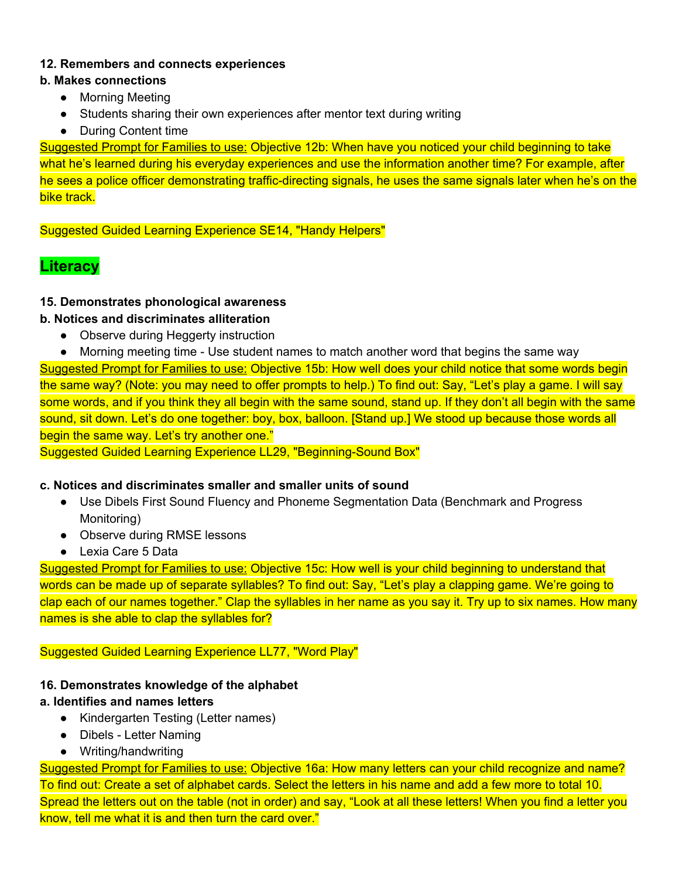**12. Remembers and connects experiences**

**b. Makes connections**

- Morning Meeting
- Students sharing their own experiences after mentor text during writing
- During Content time

Suggested Prompt for Families to use: Objective 12b: When have you noticed your child beginning to take what he's learned during his everyday experiences and use the information another time? For example, after he sees a police officer demonstrating traffic-directing signals, he uses the same signals later when he's on the bike track.

Suggested Guided Learning Experience SE14, "Handy Helpers"

## Literacy

**15. Demonstrates phonological awareness**

**b. Notices and discriminates alliteration**

- Observe during Heggerty instruction
- Morning meeting time - Use student names to match another word that begins the same way

Suggested Prompt for Families to use: Objective 15b: How well does your child notice that some words begin the same way? (Note: you may need to offer prompts to help.) To find out: Say, "Let's play a game. I will say some words, and if you think they all begin with the same sound, stand up. If they don't all begin with the same sound, sit down. Let's do one together: boy, box, balloon. [Stand up.] We stood up because those words all begin the same way. Let's try another one."

Suggested Guided Learning Experience LL29, "Beginning-Sound Box"

**c. Notices and discriminates smaller and smaller units of sound**

- Use Dibels First Sound Fluency and Phoneme Segmentation Data (Benchmark and Progress Monitoring)
- Observe during RMSE lessons
- Lexia Care 5 Data

Suggested Prompt for Families to use: Objective 15c: How well is your child beginning to understand that words can be made up of separate syllables? To find out: Say, "Let's play a clapping game. We're going to clap each of our names together." Clap the syllables in her name as you say it. Try up to six names. How many names is she able to clap the syllables for?

Suggested Guided Learning Experience LL77, "Word Play"

**16. Demonstrates knowledge of the alphabet**

**a. Identifies and names letters**

- Kindergarten Testing (Letter names)
- Dibels - Letter Naming
- Writing/handwriting

Suggested Prompt for Families to use: Objective 16a: How many letters can your child recognize and name? To find out: Create a set of alphabet cards. Select the letters in his name and add a few more to total 10. Spread the letters out on the table (not in order) and say, "Look at all these letters! When you find a letter you know, tell me what it is and then turn the card over."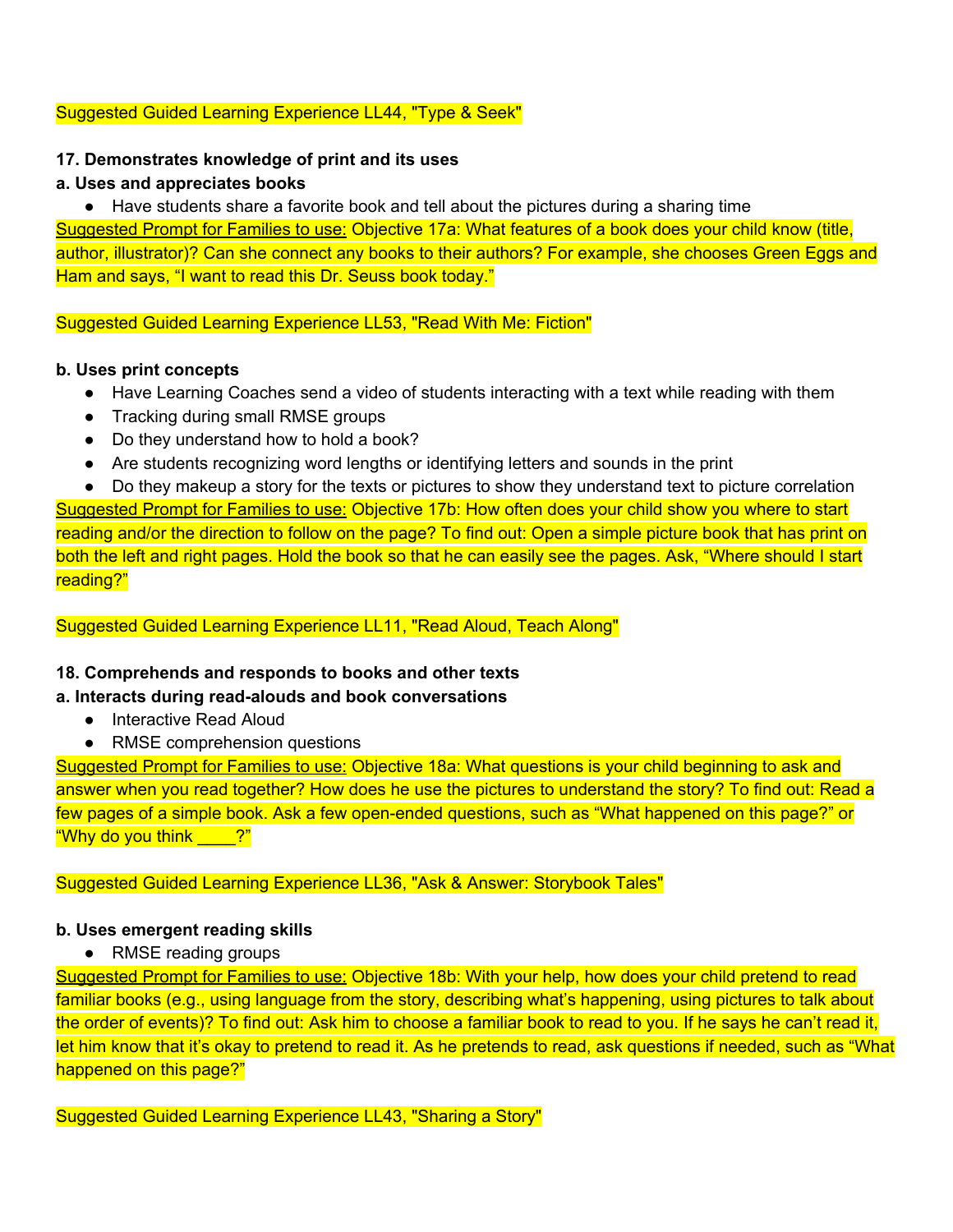Suggested Guided Learning Experience LL44, "Type & Seek"

**17. Demonstrates knowledge of print and its uses**

**a. Uses and appreciates books**

- Have students share a favorite book and tell about the pictures during a sharing time

Suggested Prompt for Families to use: Objective 17a: What features of a book does your child know (title, author, illustrator)? Can she connect any books to their authors? For example, she chooses Green Eggs and Ham and says, “I want to read this Dr. Seuss book today.”

Suggested Guided Learning Experience LL53, "Read With Me: Fiction"

**b. Uses print concepts**

- Have Learning Coaches send a video of students interacting with a text while reading with them
- Tracking during small RMSE groups
- Do they understand how to hold a book?
- Are students recognizing word lengths or identifying letters and sounds in the print
- Do they makeup a story for the texts or pictures to show they understand text to picture correlation

Suggested Prompt for Families to use: Objective 17b: How often does your child show you where to start reading and/or the direction to follow on the page? To find out: Open a simple picture book that has print on both the left and right pages. Hold the book so that he can easily see the pages. Ask, “Where should I start reading?”

Suggested Guided Learning Experience LL11, "Read Aloud, Teach Along"

**18. Comprehends and responds to books and other texts**

**a. Interacts during read-alouds and book conversations**

- Interactive Read Aloud
- RMSE comprehension questions

Suggested Prompt for Families to use: Objective 18a: What questions is your child beginning to ask and answer when you read together? How does he use the pictures to understand the story? To find out: Read a few pages of a simple book. Ask a few open-ended questions, such as “What happened on this page?” or “Why do you think ____?”

Suggested Guided Learning Experience LL36, "Ask & Answer: Storybook Tales"

**b. Uses emergent reading skills**

- RMSE reading groups

Suggested Prompt for Families to use: Objective 18b: With your help, how does your child pretend to read familiar books (e.g., using language from the story, describing what’s happening, using pictures to talk about the order of events)? To find out: Ask him to choose a familiar book to read to you. If he says he can’t read it, let him know that it’s okay to pretend to read it. As he pretends to read, ask questions if needed, such as “What happened on this page?”

Suggested Guided Learning Experience LL43, "Sharing a Story"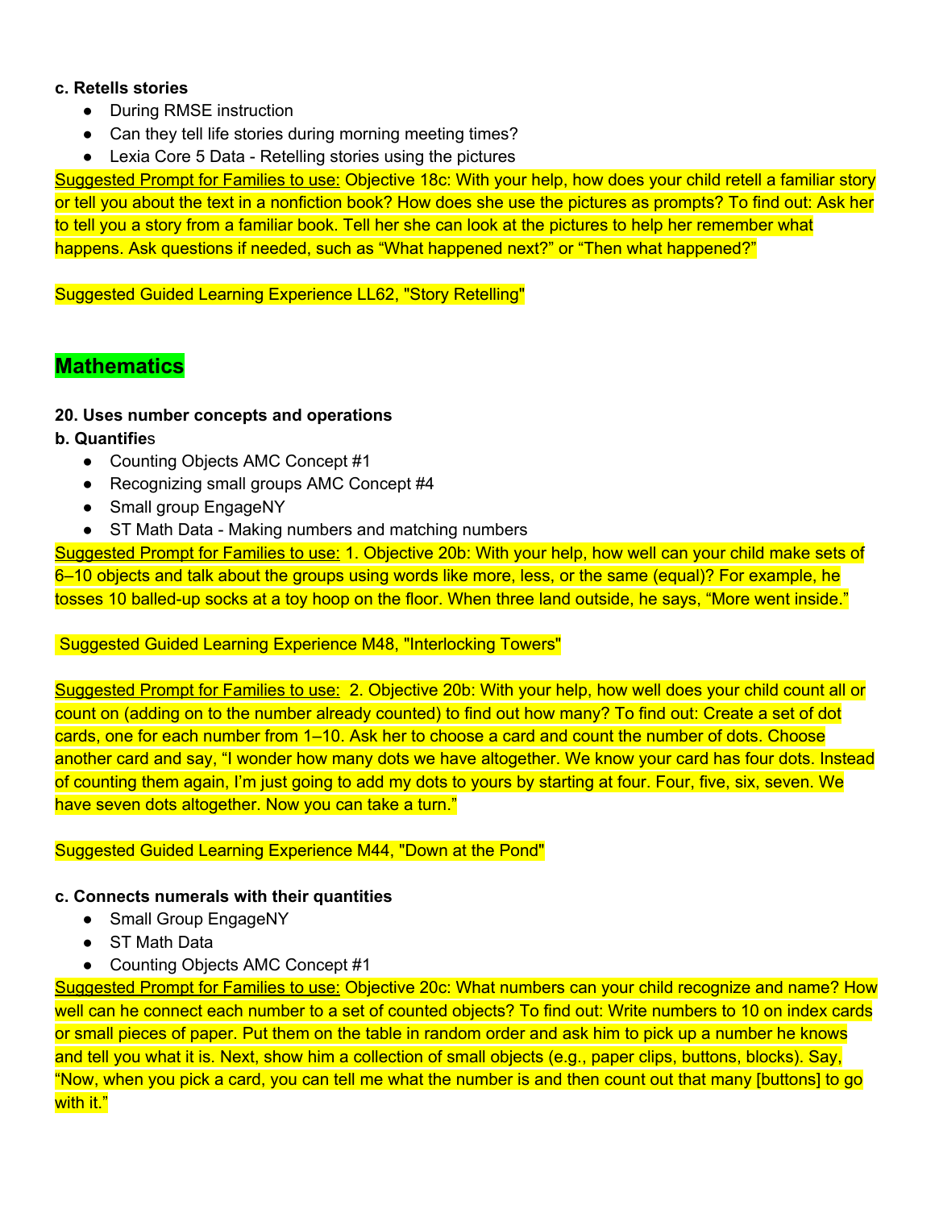**c. Retells stories**

- During RMSE instruction
- Can they tell life stories during morning meeting times?
- Lexia Core 5 Data - Retelling stories using the pictures

Suggested Prompt for Families to use: Objective 18c: With your help, how does your child retell a familiar story or tell you about the text in a nonfiction book? How does she use the pictures as prompts? To find out: Ask her to tell you a story from a familiar book. Tell her she can look at the pictures to help her remember what happens. Ask questions if needed, such as "What happened next?" or "Then what happened?"

Suggested Guided Learning Experience LL62, "Story Retelling"

## Mathematics

**20. Uses number concepts and operations**

**b. Quantifies**

- Counting Objects AMC Concept #1
- Recognizing small groups AMC Concept #4
- Small group EngageNY
- ST Math Data - Making numbers and matching numbers

Suggested Prompt for Families to use: 1. Objective 20b: With your help, how well can your child make sets of 6–10 objects and talk about the groups using words like more, less, or the same (equal)? For example, he tosses 10 balled-up socks at a toy hoop on the floor. When three land outside, he says, "More went inside."

Suggested Guided Learning Experience M48, "Interlocking Towers"

Suggested Prompt for Families to use: 2. Objective 20b: With your help, how well does your child count all or count on (adding on to the number already counted) to find out how many? To find out: Create a set of dot cards, one for each number from 1–10. Ask her to choose a card and count the number of dots. Choose another card and say, "I wonder how many dots we have altogether. We know your card has four dots. Instead of counting them again, I'm just going to add my dots to yours by starting at four. Four, five, six, seven. We have seven dots altogether. Now you can take a turn."

Suggested Guided Learning Experience M44, "Down at the Pond"

**c. Connects numerals with their quantities**

- Small Group EngageNY
- ST Math Data
- Counting Objects AMC Concept #1

Suggested Prompt for Families to use: Objective 20c: What numbers can your child recognize and name? How well can he connect each number to a set of counted objects? To find out: Write numbers to 10 on index cards or small pieces of paper. Put them on the table in random order and ask him to pick up a number he knows and tell you what it is. Next, show him a collection of small objects (e.g., paper clips, buttons, blocks). Say, "Now, when you pick a card, you can tell me what the number is and then count out that many [buttons] to go with it."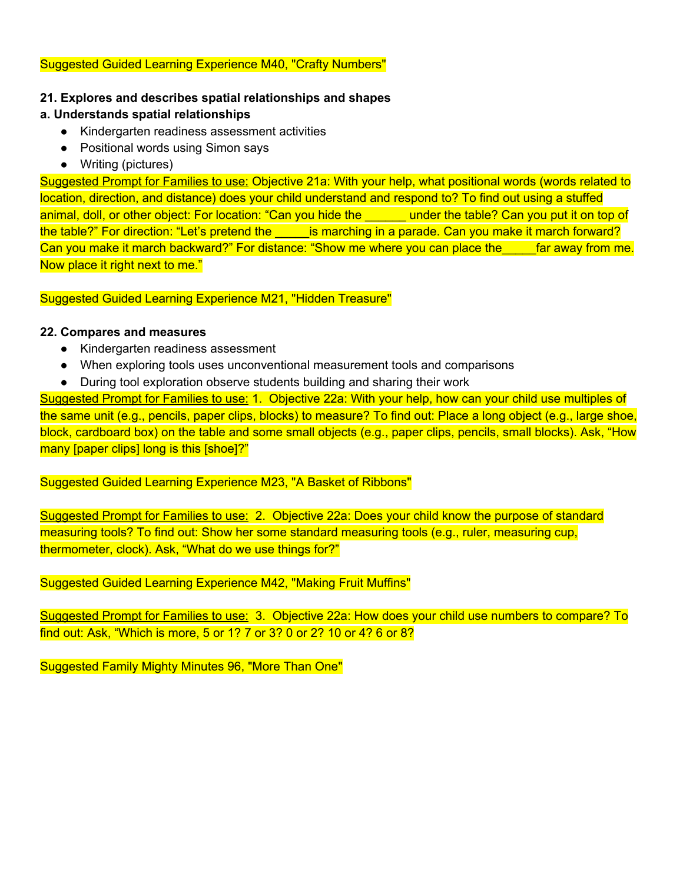Suggested Guided Learning Experience M40, "Crafty Numbers"

**21. Explores and describes spatial relationships and shapes**

**a. Understands spatial relationships**

- Kindergarten readiness assessment activities
- Positional words using Simon says
- Writing (pictures)

Suggested Prompt for Families to use: Objective 21a: With your help, what positional words (words related to location, direction, and distance) does your child understand and respond to? To find out using a stuffed animal, doll, or other object: For location: "Can you hide the ______ under the table? Can you put it on top of the table?" For direction: "Let's pretend the _____is marching in a parade. Can you make it march forward? Can you make it march backward?" For distance: "Show me where you can place the_____far away from me. Now place it right next to me."

Suggested Guided Learning Experience M21, "Hidden Treasure"

**22. Compares and measures**

- Kindergarten readiness assessment
- When exploring tools uses unconventional measurement tools and comparisons
- During tool exploration observe students building and sharing their work

Suggested Prompt for Families to use: 1. Objective 22a: With your help, how can your child use multiples of the same unit (e.g., pencils, paper clips, blocks) to measure? To find out: Place a long object (e.g., large shoe, block, cardboard box) on the table and some small objects (e.g., paper clips, pencils, small blocks). Ask, "How many [paper clips] long is this [shoe]?"

Suggested Guided Learning Experience M23, "A Basket of Ribbons"

Suggested Prompt for Families to use: 2. Objective 22a: Does your child know the purpose of standard measuring tools? To find out: Show her some standard measuring tools (e.g., ruler, measuring cup, thermometer, clock). Ask, "What do we use things for?"

Suggested Guided Learning Experience M42, "Making Fruit Muffins"

Suggested Prompt for Families to use: 3. Objective 22a: How does your child use numbers to compare? To find out: Ask, "Which is more, 5 or 1? 7 or 3? 0 or 2? 10 or 4? 6 or 8?

Suggested Family Mighty Minutes 96, "More Than One"